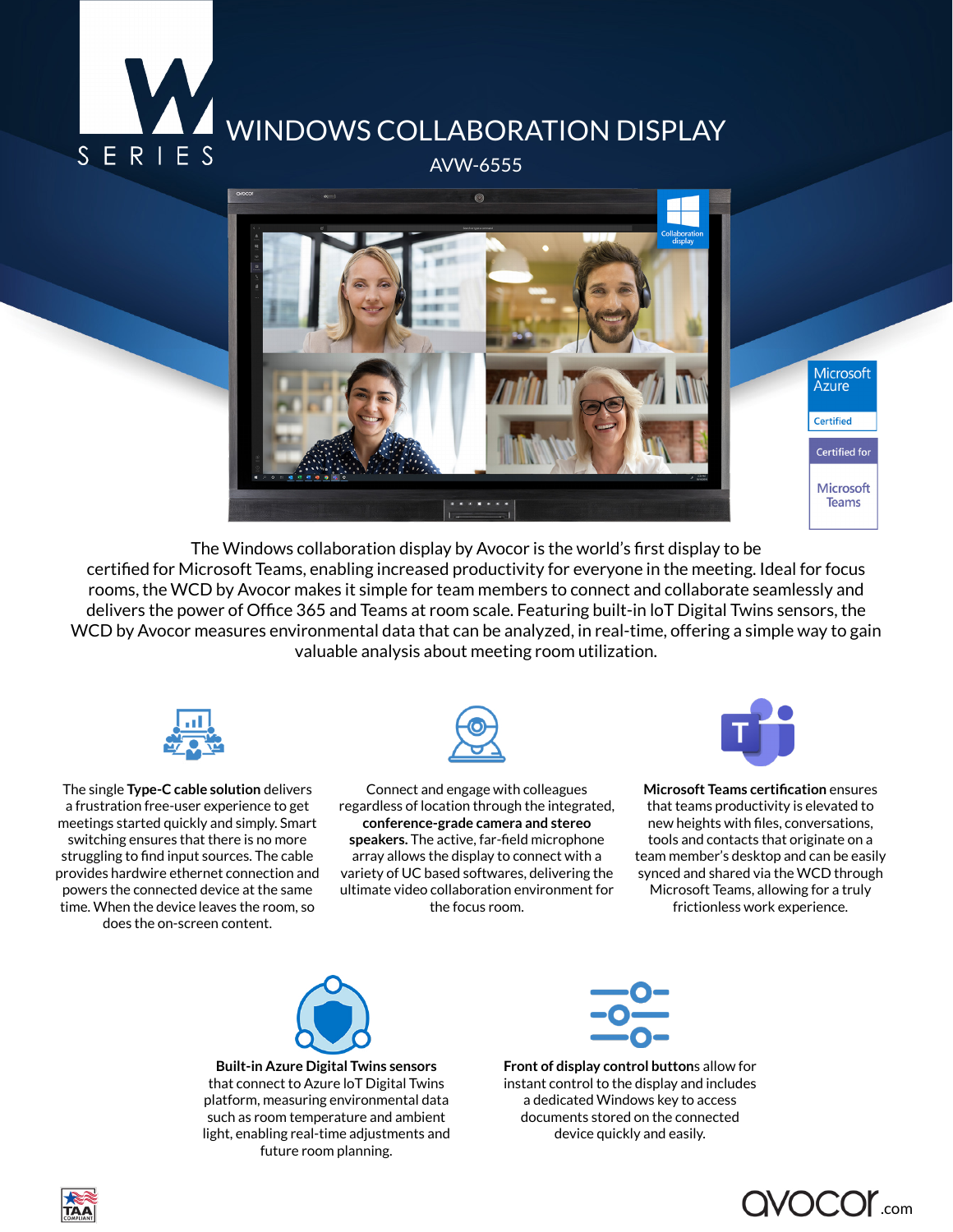W SERIES

# WINDOWS COLLABORATION DISPLAY

## AVW-6555

Microsoft Azure Certified

Certified for Microsoft Teams

The Windows collaboration display by Avocor is the world's first display to be certified for Microsoft Teams, enabling increased productivity for everyone in the meeting. Ideal for focus rooms, the WCD by Avocor makes it simple for team members to connect and collaborate seamlessly and delivers the power of Office 365 and Teams at room scale. Featuring built-in IoT Digital Twins sensors, the WCD by Avocor measures environmental data that can be analyzed, in real-time, offering a simple way to gain valuable analysis about meeting room utilization.

The single **Type-C cable solution** delivers a frustration free-user experience to get meetings started quickly and simply. Smart switching ensures that there is no more struggling to find input sources. The cable provides hardwire ethernet connection and powers the connected device at the same time. When the device leaves the room, so does the on-screen content.

Connect and engage with colleagues regardless of location through the integrated, **conference-grade camera and stereo speakers.** The active, far-field microphone array allows the display to connect with a variety of UC based softwares, delivering the ultimate video collaboration environment for the focus room.

**Microsoft Teams certification** ensures that teams productivity is elevated to new heights with files, conversations, tools and contacts that originate on a team member's desktop and can be easily synced and shared via the WCD through Microsoft Teams, allowing for a truly frictionless work experience.

**Built-in Azure Digital Twins sensors** that connect to Azure IoT Digital Twins platform, measuring environmental data such as room temperature and ambient light, enabling real-time adjustments and future room planning.

**Front of display control button**s allow for instant control to the display and includes a dedicated Windows key to access documents stored on the connected device quickly and easily.

TAA COMPLIANT

avocor.com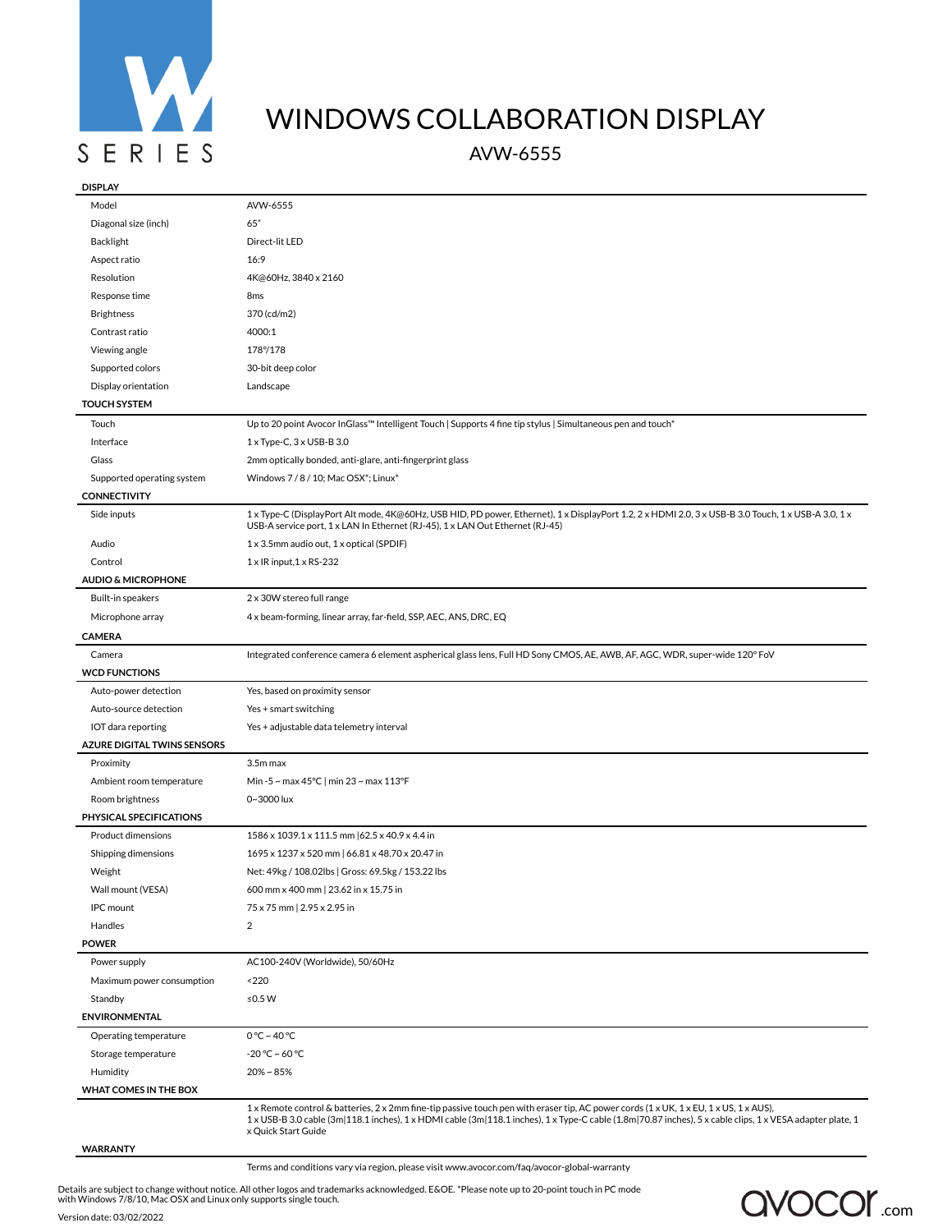# WINDOWS COLLABORATION DISPLAY

## AVW-6555

| | |
|---|---|
| **DISPLAY** | |
| Model | AVW-6555 |
| Diagonal size (inch) | 65" |
| Backlight | Direct-lit LED |
| Aspect ratio | 16:9 |
| Resolution | 4K@60Hz, 3840 x 2160 |
| Response time | 8ms |
| Brightness | 370 (cd/m2) |
| Contrast ratio | 4000:1 |
| Viewing angle | 178°/178 |
| Supported colors | 30-bit deep color |
| Display orientation | Landscape |
| **TOUCH SYSTEM** | |
| Touch | Up to 20 point Avocor InGlass™ Intelligent Touch \| Supports 4 fine tip stylus \| Simultaneous pen and touch* |
| Interface | 1 x Type-C, 3 x USB-B 3.0 |
| Glass | 2mm optically bonded, anti-glare, anti-fingerprint glass |
| Supported operating system | Windows 7 / 8 / 10; Mac OSX*; Linux* |
| **CONNECTIVITY** | |
| Side inputs | 1 x Type-C (DisplayPort Alt mode, 4K@60Hz, USB HID, PD power, Ethernet), 1 x DisplayPort 1.2, 2 x HDMI 2.0, 3 x USB-B 3.0 Touch, 1 x USB-A 3.0, 1 x USB-A service port, 1 x LAN In Ethernet (RJ-45), 1 x LAN Out Ethernet (RJ-45) |
| Audio | 1 x 3.5mm audio out, 1 x optical (SPDIF) |
| Control | 1 x IR input,1 x RS-232 |
| **AUDIO & MICROPHONE** | |
| Built-in speakers | 2 x 30W stereo full range |
| Microphone array | 4 x beam-forming, linear array, far-field, SSP, AEC, ANS, DRC, EQ |
| **CAMERA** | |
| Camera | Integrated conference camera 6 element aspherical glass lens, Full HD Sony CMOS, AE, AWB, AF, AGC, WDR, super-wide 120° FoV |
| **WCD FUNCTIONS** | |
| Auto-power detection | Yes, based on proximity sensor |
| Auto-source detection | Yes + smart switching |
| IOT dara reporting | Yes + adjustable data telemetry interval |
| **AZURE DIGITAL TWINS SENSORS** | |
| Proximity | 3.5m max |
| Ambient room temperature | Min -5 ~ max 45°C \| min 23 ~ max 113°F |
| Room brightness | 0~3000 lux |
| **PHYSICAL SPECIFICATIONS** | |
| Product dimensions | 1586 x 1039.1 x 111.5 mm \|62.5 x 40.9 x 4.4 in |
| Shipping dimensions | 1695 x 1237 x 520 mm \| 66.81 x 48.70 x 20.47 in |
| Weight | Net: 49kg / 108.02lbs \| Gross: 69.5kg / 153.22 lbs |
| Wall mount (VESA) | 600 mm x 400 mm \| 23.62 in x 15.75 in |
| IPC mount | 75 x 75 mm \| 2.95 x 2.95 in |
| Handles | 2 |
| **POWER** | |
| Power supply | AC100-240V (Worldwide), 50/60Hz |
| Maximum power consumption | <220 |
| Standby | ≤0.5 W |
| **ENVIRONMENTAL** | |
| Operating temperature | 0 °C ~ 40 °C |
| Storage temperature | -20 °C ~ 60 °C |
| Humidity | 20% ~ 85% |
| **WHAT COMES IN THE BOX** | |
| | 1 x Remote control & batteries, 2 x 2mm fine-tip passive touch pen with eraser tip, AC power cords (1 x UK, 1 x EU, 1 x US, 1 x AUS), 1 x USB-B 3.0 cable (3m\|118.1 inches), 1 x HDMI cable (3m\|118.1 inches), 1 x Type-C cable (1.8m\|70.87 inches), 5 x cable clips, 1 x VESA adapter plate, 1 x Quick Start Guide |
| **WARRANTY** | |
| | Terms and conditions vary via region, please visit www.avocor.com/faq/avocor-global-warranty |

Details are subject to change without notice. All other logos and trademarks acknowledged. E&OE. *Please note up to 20-point touch in PC mode with Windows 7/8/10, Mac OSX and Linux only supports single touch.

Version date: 03/02/2022